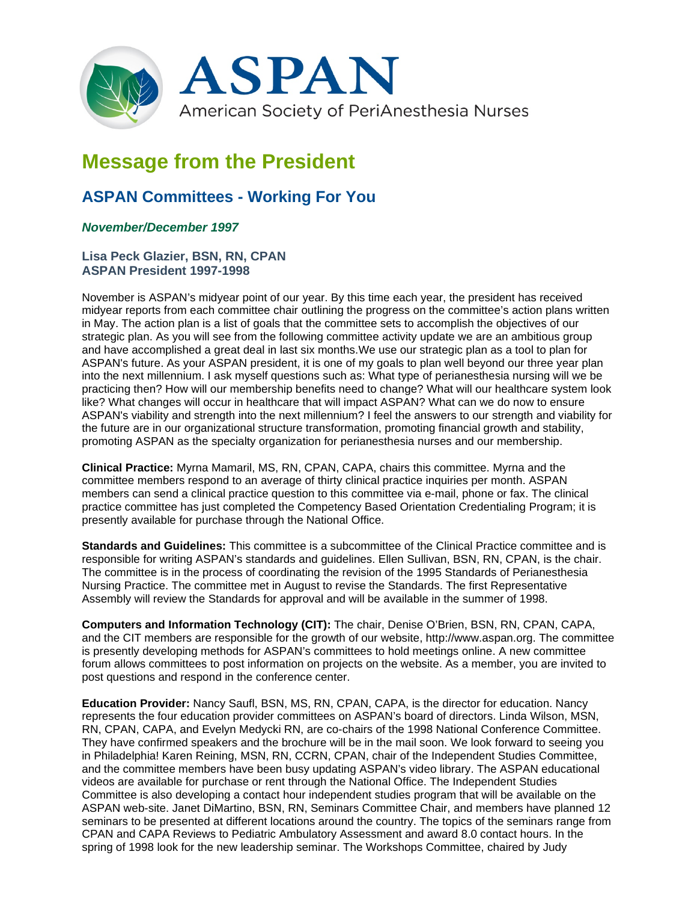ASPAN

American Society of PeriAnesthesia Nurses

# Message from the President

## ASPAN Committees - Working For You

***November/December 1997***

**Lisa Peck Glazier, BSN, RN, CPAN**
**ASPAN President 1997-1998**

November is ASPAN's midyear point of our year. By this time each year, the president has received midyear reports from each committee chair outlining the progress on the committee's action plans written in May. The action plan is a list of goals that the committee sets to accomplish the objectives of our strategic plan. As you will see from the following committee activity update we are an ambitious group and have accomplished a great deal in last six months.We use our strategic plan as a tool to plan for ASPAN's future. As your ASPAN president, it is one of my goals to plan well beyond our three year plan into the next millennium. I ask myself questions such as: What type of perianesthesia nursing will we be practicing then? How will our membership benefits need to change? What will our healthcare system look like? What changes will occur in healthcare that will impact ASPAN? What can we do now to ensure ASPAN's viability and strength into the next millennium? I feel the answers to our strength and viability for the future are in our organizational structure transformation, promoting financial growth and stability, promoting ASPAN as the specialty organization for perianesthesia nurses and our membership.

**Clinical Practice:** Myrna Mamaril, MS, RN, CPAN, CAPA, chairs this committee. Myrna and the committee members respond to an average of thirty clinical practice inquiries per month. ASPAN members can send a clinical practice question to this committee via e-mail, phone or fax. The clinical practice committee has just completed the Competency Based Orientation Credentialing Program; it is presently available for purchase through the National Office.

**Standards and Guidelines:** This committee is a subcommittee of the Clinical Practice committee and is responsible for writing ASPAN's standards and guidelines. Ellen Sullivan, BSN, RN, CPAN, is the chair. The committee is in the process of coordinating the revision of the 1995 Standards of Perianesthesia Nursing Practice. The committee met in August to revise the Standards. The first Representative Assembly will review the Standards for approval and will be available in the summer of 1998.

**Computers and Information Technology (CIT):** The chair, Denise O'Brien, BSN, RN, CPAN, CAPA, and the CIT members are responsible for the growth of our website, http://www.aspan.org. The committee is presently developing methods for ASPAN's committees to hold meetings online. A new committee forum allows committees to post information on projects on the website. As a member, you are invited to post questions and respond in the conference center.

**Education Provider:** Nancy Saufl, BSN, MS, RN, CPAN, CAPA, is the director for education. Nancy represents the four education provider committees on ASPAN's board of directors. Linda Wilson, MSN, RN, CPAN, CAPA, and Evelyn Medycki RN, are co-chairs of the 1998 National Conference Committee. They have confirmed speakers and the brochure will be in the mail soon. We look forward to seeing you in Philadelphia! Karen Reining, MSN, RN, CCRN, CPAN, chair of the Independent Studies Committee, and the committee members have been busy updating ASPAN's video library. The ASPAN educational videos are available for purchase or rent through the National Office. The Independent Studies Committee is also developing a contact hour independent studies program that will be available on the ASPAN web-site. Janet DiMartino, BSN, RN, Seminars Committee Chair, and members have planned 12 seminars to be presented at different locations around the country. The topics of the seminars range from CPAN and CAPA Reviews to Pediatric Ambulatory Assessment and award 8.0 contact hours. In the spring of 1998 look for the new leadership seminar. The Workshops Committee, chaired by Judy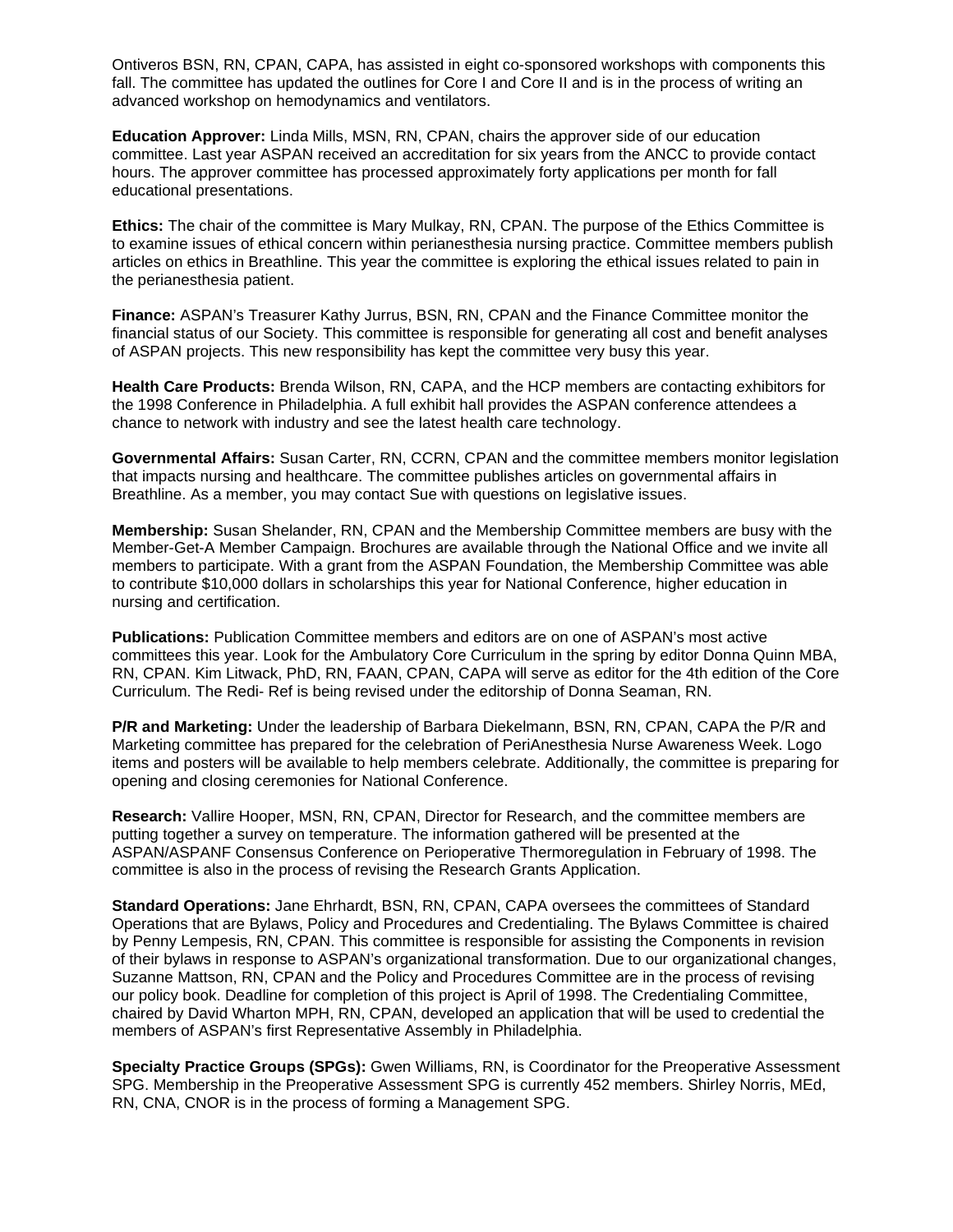Ontiveros BSN, RN, CPAN, CAPA, has assisted in eight co-sponsored workshops with components this fall. The committee has updated the outlines for Core I and Core II and is in the process of writing an advanced workshop on hemodynamics and ventilators.

**Education Approver:** Linda Mills, MSN, RN, CPAN, chairs the approver side of our education committee. Last year ASPAN received an accreditation for six years from the ANCC to provide contact hours. The approver committee has processed approximately forty applications per month for fall educational presentations.

**Ethics:** The chair of the committee is Mary Mulkay, RN, CPAN. The purpose of the Ethics Committee is to examine issues of ethical concern within perianesthesia nursing practice. Committee members publish articles on ethics in Breathline. This year the committee is exploring the ethical issues related to pain in the perianesthesia patient.

**Finance:** ASPAN's Treasurer Kathy Jurrus, BSN, RN, CPAN and the Finance Committee monitor the financial status of our Society. This committee is responsible for generating all cost and benefit analyses of ASPAN projects. This new responsibility has kept the committee very busy this year.

**Health Care Products:** Brenda Wilson, RN, CAPA, and the HCP members are contacting exhibitors for the 1998 Conference in Philadelphia. A full exhibit hall provides the ASPAN conference attendees a chance to network with industry and see the latest health care technology.

**Governmental Affairs:** Susan Carter, RN, CCRN, CPAN and the committee members monitor legislation that impacts nursing and healthcare. The committee publishes articles on governmental affairs in Breathline. As a member, you may contact Sue with questions on legislative issues.

**Membership:** Susan Shelander, RN, CPAN and the Membership Committee members are busy with the Member-Get-A Member Campaign. Brochures are available through the National Office and we invite all members to participate. With a grant from the ASPAN Foundation, the Membership Committee was able to contribute $10,000 dollars in scholarships this year for National Conference, higher education in nursing and certification.

**Publications:** Publication Committee members and editors are on one of ASPAN's most active committees this year. Look for the Ambulatory Core Curriculum in the spring by editor Donna Quinn MBA, RN, CPAN. Kim Litwack, PhD, RN, FAAN, CPAN, CAPA will serve as editor for the 4th edition of the Core Curriculum. The Redi- Ref is being revised under the editorship of Donna Seaman, RN.

**P/R and Marketing:** Under the leadership of Barbara Diekelmann, BSN, RN, CPAN, CAPA the P/R and Marketing committee has prepared for the celebration of PeriAnesthesia Nurse Awareness Week. Logo items and posters will be available to help members celebrate. Additionally, the committee is preparing for opening and closing ceremonies for National Conference.

**Research:** Vallire Hooper, MSN, RN, CPAN, Director for Research, and the committee members are putting together a survey on temperature. The information gathered will be presented at the ASPAN/ASPANF Consensus Conference on Perioperative Thermoregulation in February of 1998. The committee is also in the process of revising the Research Grants Application.

**Standard Operations:** Jane Ehrhardt, BSN, RN, CPAN, CAPA oversees the committees of Standard Operations that are Bylaws, Policy and Procedures and Credentialing. The Bylaws Committee is chaired by Penny Lempesis, RN, CPAN. This committee is responsible for assisting the Components in revision of their bylaws in response to ASPAN's organizational transformation. Due to our organizational changes, Suzanne Mattson, RN, CPAN and the Policy and Procedures Committee are in the process of revising our policy book. Deadline for completion of this project is April of 1998. The Credentialing Committee, chaired by David Wharton MPH, RN, CPAN, developed an application that will be used to credential the members of ASPAN's first Representative Assembly in Philadelphia.

**Specialty Practice Groups (SPGs):** Gwen Williams, RN, is Coordinator for the Preoperative Assessment SPG. Membership in the Preoperative Assessment SPG is currently 452 members. Shirley Norris, MEd, RN, CNA, CNOR is in the process of forming a Management SPG.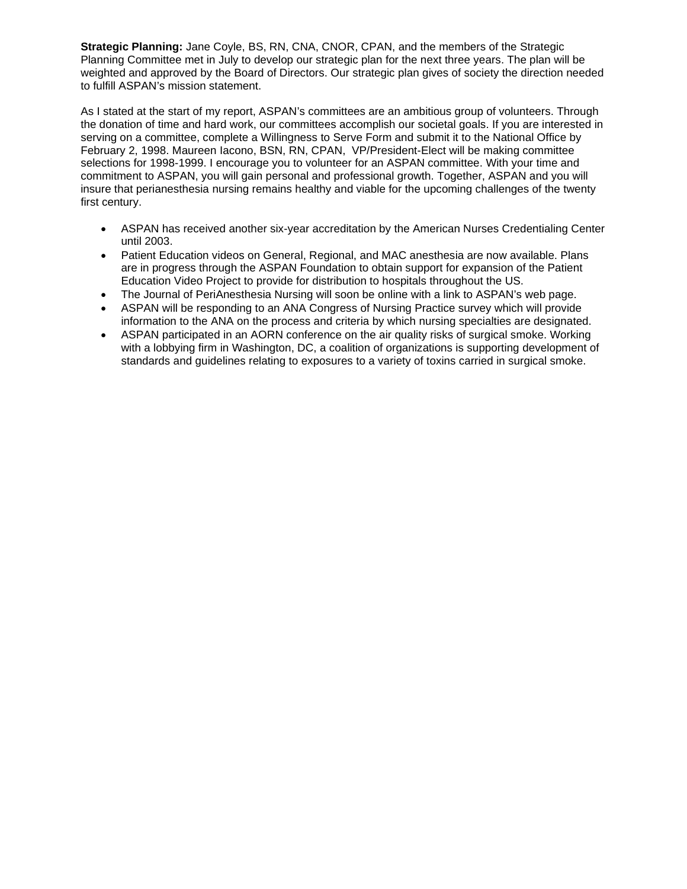**Strategic Planning:** Jane Coyle, BS, RN, CNA, CNOR, CPAN, and the members of the Strategic Planning Committee met in July to develop our strategic plan for the next three years. The plan will be weighted and approved by the Board of Directors. Our strategic plan gives of society the direction needed to fulfill ASPAN's mission statement.

As I stated at the start of my report, ASPAN's committees are an ambitious group of volunteers. Through the donation of time and hard work, our committees accomplish our societal goals. If you are interested in serving on a committee, complete a Willingness to Serve Form and submit it to the National Office by February 2, 1998. Maureen Iacono, BSN, RN, CPAN, VP/President-Elect will be making committee selections for 1998-1999. I encourage you to volunteer for an ASPAN committee. With your time and commitment to ASPAN, you will gain personal and professional growth. Together, ASPAN and you will insure that perianesthesia nursing remains healthy and viable for the upcoming challenges of the twenty first century.

- ASPAN has received another six-year accreditation by the American Nurses Credentialing Center until 2003.
- Patient Education videos on General, Regional, and MAC anesthesia are now available. Plans are in progress through the ASPAN Foundation to obtain support for expansion of the Patient Education Video Project to provide for distribution to hospitals throughout the US.
- The Journal of PeriAnesthesia Nursing will soon be online with a link to ASPAN's web page.
- ASPAN will be responding to an ANA Congress of Nursing Practice survey which will provide information to the ANA on the process and criteria by which nursing specialties are designated.
- ASPAN participated in an AORN conference on the air quality risks of surgical smoke. Working with a lobbying firm in Washington, DC, a coalition of organizations is supporting development of standards and guidelines relating to exposures to a variety of toxins carried in surgical smoke.